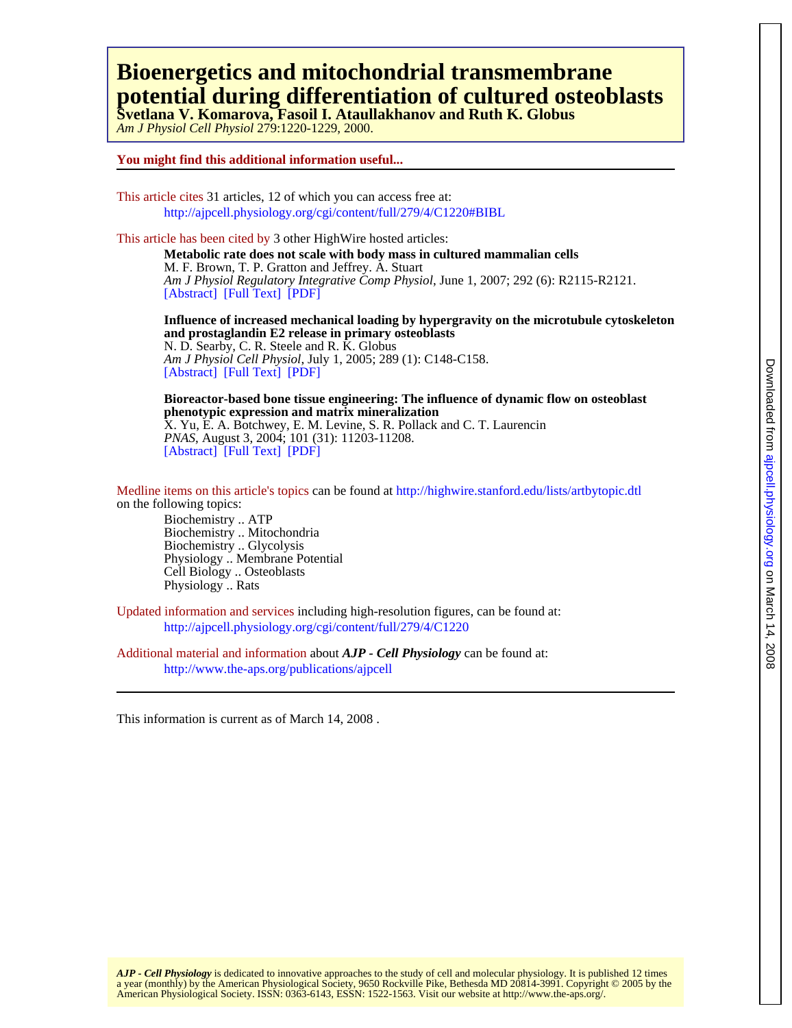# Bioenergetics and mitochondrial transmembrane potential during differentiation of cultured osteoblasts

**Svetlana V. Komarova, Fasoil I. Ataullakhanov and Ruth K. Globus**

*Am J Physiol Cell Physiol* 279:1220-1229, 2000.

**You might find this additional information useful...**

This article cites 31 articles, 12 of which you can access free at:

http://ajpcell.physiology.org/cgi/content/full/279/4/C1220#BIBL

This article has been cited by 3 other HighWire hosted articles:

**Metabolic rate does not scale with body mass in cultured mammalian cells**
M. F. Brown, T. P. Gratton and Jeffrey. A. Stuart
*Am J Physiol Regulatory Integrative Comp Physiol*, June 1, 2007; 292 (6): R2115-R2121.
[Abstract] [Full Text] [PDF]

**Influence of increased mechanical loading by hypergravity on the microtubule cytoskeleton and prostaglandin E2 release in primary osteoblasts**
N. D. Searby, C. R. Steele and R. K. Globus
*Am J Physiol Cell Physiol*, July 1, 2005; 289 (1): C148-C158.
[Abstract] [Full Text] [PDF]

**Bioreactor-based bone tissue engineering: The influence of dynamic flow on osteoblast phenotypic expression and matrix mineralization**
X. Yu, E. A. Botchwey, E. M. Levine, S. R. Pollack and C. T. Laurencin
*PNAS*, August 3, 2004; 101 (31): 11203-11208.
[Abstract] [Full Text] [PDF]

Medline items on this article's topics can be found at http://highwire.stanford.edu/lists/artbytopic.dtl on the following topics:

- Biochemistry .. ATP
- Biochemistry .. Mitochondria
- Biochemistry .. Glycolysis
- Physiology .. Membrane Potential
- Cell Biology .. Osteoblasts
- Physiology .. Rats

Updated information and services including high-resolution figures, can be found at:

http://ajpcell.physiology.org/cgi/content/full/279/4/C1220

Additional material and information about ***AJP - Cell Physiology*** can be found at:

http://www.the-aps.org/publications/ajpcell

This information is current as of March 14, 2008 .

***AJP - Cell Physiology*** is dedicated to innovative approaches to the study of cell and molecular physiology. It is published 12 times a year (monthly) by the American Physiological Society, 9650 Rockville Pike, Bethesda MD 20814-3991. Copyright © 2005 by the American Physiological Society. ISSN: 0363-6143, ESSN: 1522-1563. Visit our website at http://www.the-aps.org/.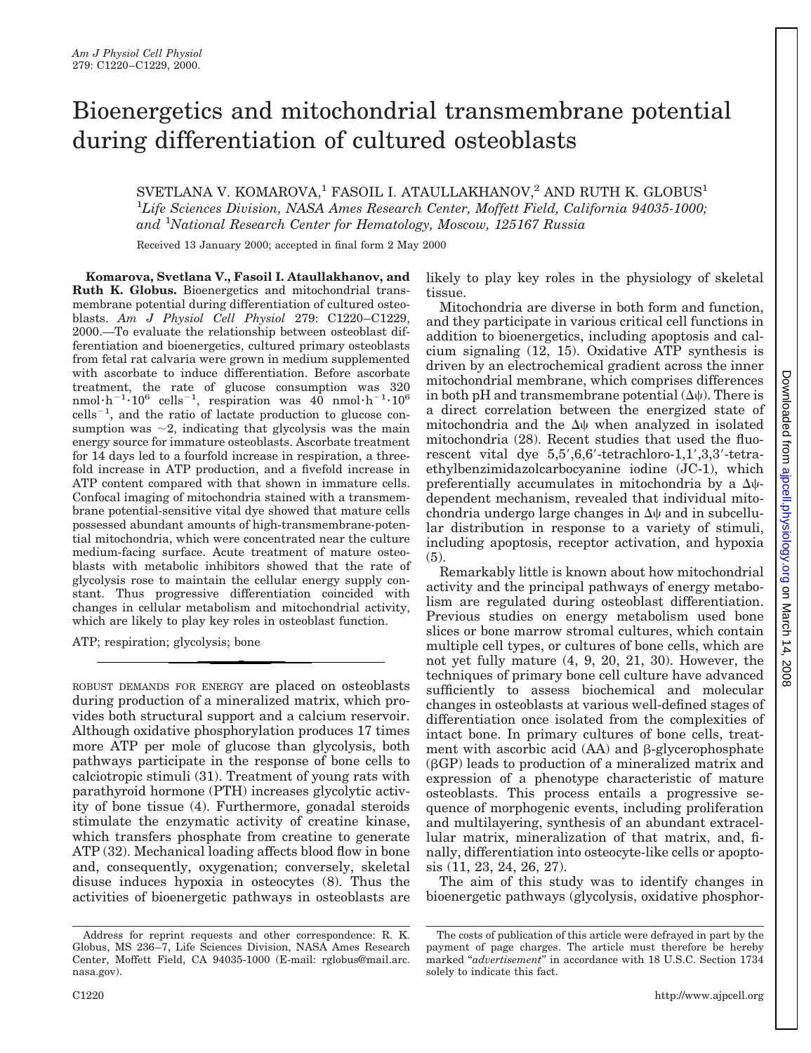# Bioenergetics and mitochondrial transmembrane potential during differentiation of cultured osteoblasts

SVETLANA V. KOMAROVA,[1] FASOIL I. ATAULLAKHANOV,[2] AND RUTH K. GLOBUS[1]

[1]*Life Sciences Division, NASA Ames Research Center, Moffett Field, California 94035-1000; and* [1]*National Research Center for Hematology, Moscow, 125167 Russia*

Received 13 January 2000; accepted in final form 2 May 2000

**Komarova, Svetlana V., Fasoil I. Ataullakhanov, and Ruth K. Globus.** Bioenergetics and mitochondrial transmembrane potential during differentiation of cultured osteoblasts. *Am J Physiol Cell Physiol* 279: C1220–C1229, 2000.—To evaluate the relationship between osteoblast differentiation and bioenergetics, cultured primary osteoblasts from fetal rat calvaria were grown in medium supplemented with ascorbate to induce differentiation. Before ascorbate treatment, the rate of glucose consumption was 320 $nmol \cdot h^{-1} \cdot 10^6$ $cells^{-1}$, respiration was 40 $nmol \cdot h^{-1} \cdot 10^6$ $cells^{-1}$, and the ratio of lactate production to glucose consumption was ~2, indicating that glycolysis was the main energy source for immature osteoblasts. Ascorbate treatment for 14 days led to a fourfold increase in respiration, a threefold increase in ATP production, and a fivefold increase in ATP content compared with that shown in immature cells. Confocal imaging of mitochondria stained with a transmembrane potential-sensitive vital dye showed that mature cells possessed abundant amounts of high-transmembrane-potential mitochondria, which were concentrated near the culture medium-facing surface. Acute treatment of mature osteoblasts with metabolic inhibitors showed that the rate of glycolysis rose to maintain the cellular energy supply constant. Thus progressive differentiation coincided with changes in cellular metabolism and mitochondrial activity, which are likely to play key roles in osteoblast function.

ATP; respiration; glycolysis; bone

ROBUST DEMANDS FOR ENERGY are placed on osteoblasts during production of a mineralized matrix, which provides both structural support and a calcium reservoir. Although oxidative phosphorylation produces 17 times more ATP per mole of glucose than glycolysis, both pathways participate in the response of bone cells to calciotropic stimuli (31). Treatment of young rats with parathyroid hormone (PTH) increases glycolytic activity of bone tissue (4). Furthermore, gonadal steroids stimulate the enzymatic activity of creatine kinase, which transfers phosphate from creatine to generate ATP (32). Mechanical loading affects blood flow in bone and, consequently, oxygenation; conversely, skeletal disuse induces hypoxia in osteocytes (8). Thus the activities of bioenergetic pathways in osteoblasts are likely to play key roles in the physiology of skeletal tissue.

Mitochondria are diverse in both form and function, and they participate in various critical cell functions in addition to bioenergetics, including apoptosis and calcium signaling (12, 15). Oxidative ATP synthesis is driven by an electrochemical gradient across the inner mitochondrial membrane, which comprises differences in both pH and transmembrane potential ($\Delta\psi$). There is a direct correlation between the energized state of mitochondria and the $\Delta\psi$ when analyzed in isolated mitochondria (28). Recent studies that used the fluorescent vital dye 5,5′,6,6′-tetrachloro-1,1′,3,3′-tetraethylbenzimidazolcarbocyanine iodine (JC-1), which preferentially accumulates in mitochondria by a $\Delta\psi$-dependent mechanism, revealed that individual mitochondria undergo large changes in $\Delta\psi$ and in subcellular distribution in response to a variety of stimuli, including apoptosis, receptor activation, and hypoxia (5).

Remarkably little is known about how mitochondrial activity and the principal pathways of energy metabolism are regulated during osteoblast differentiation. Previous studies on energy metabolism used bone slices or bone marrow stromal cultures, which contain multiple cell types, or cultures of bone cells, which are not yet fully mature (4, 9, 20, 21, 30). However, the techniques of primary bone cell culture have advanced sufficiently to assess biochemical and molecular changes in osteoblasts at various well-defined stages of differentiation once isolated from the complexities of intact bone. In primary cultures of bone cells, treatment with ascorbic acid (AA) and β-glycerophosphate (βGP) leads to production of a mineralized matrix and expression of a phenotype characteristic of mature osteoblasts. This process entails a progressive sequence of morphogenic events, including proliferation and multilayering, synthesis of an abundant extracellular matrix, mineralization of that matrix, and, finally, differentiation into osteocyte-like cells or apoptosis (11, 23, 24, 26, 27).

The aim of this study was to identify changes in bioenergetic pathways (glycolysis, oxidative phosphor-

Address for reprint requests and other correspondence: R. K. Globus, MS 236–7, Life Sciences Division, NASA Ames Research Center, Moffett Field, CA 94035-1000 (E-mail: rglobus@mail.arc.nasa.gov).

The costs of publication of this article were defrayed in part by the payment of page charges. The article must therefore be hereby marked "*advertisement*" in accordance with 18 U.S.C. Section 1734 solely to indicate this fact.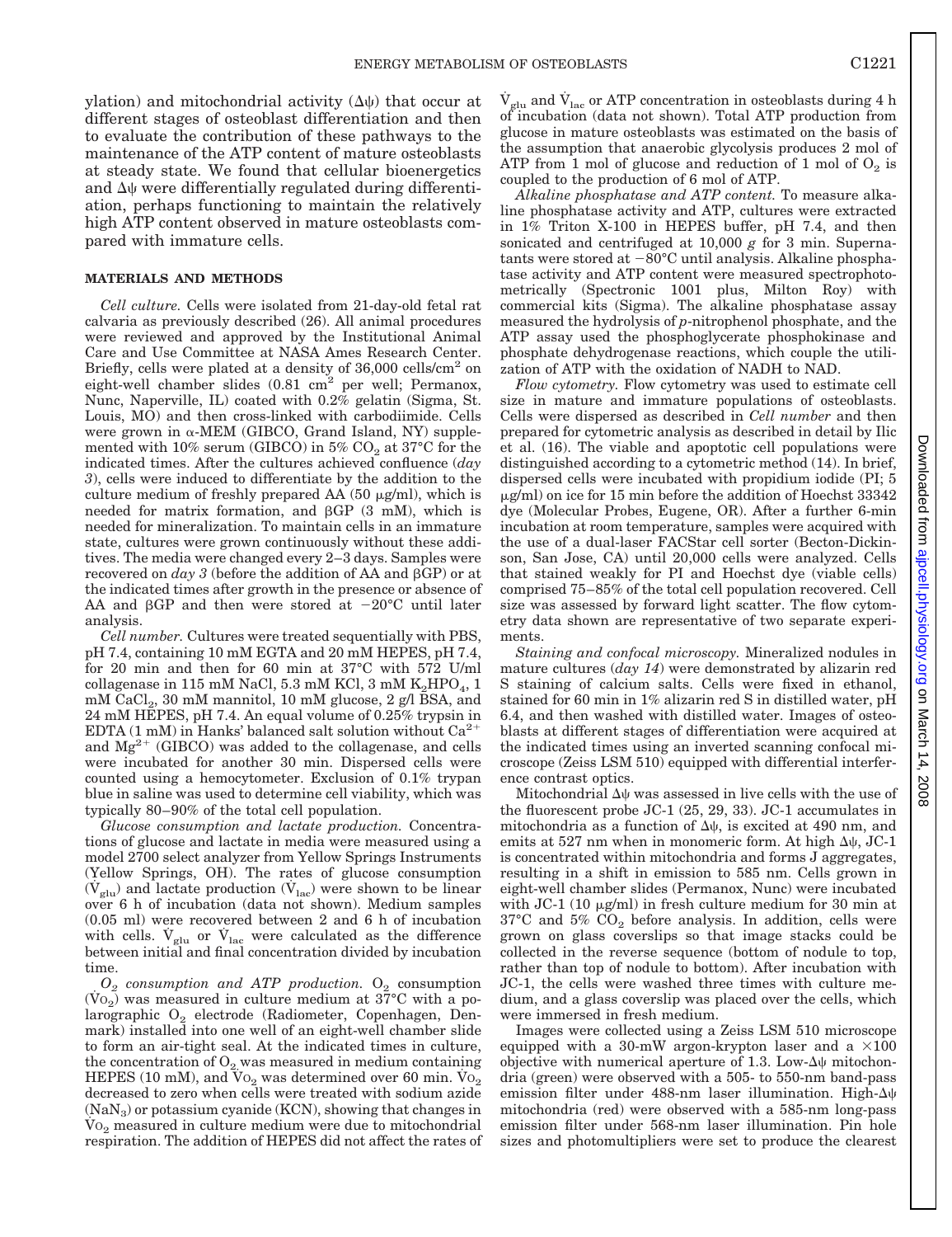ylation) and mitochondrial activity ($\Delta\psi$) that occur at different stages of osteoblast differentiation and then to evaluate the contribution of these pathways to the maintenance of the ATP content of mature osteoblasts at steady state. We found that cellular bioenergetics and $\Delta\psi$ were differentially regulated during differentiation, perhaps functioning to maintain the relatively high ATP content observed in mature osteoblasts compared with immature cells.

## MATERIALS AND METHODS

*Cell culture.* Cells were isolated from 21-day-old fetal rat calvaria as previously described (26). All animal procedures were reviewed and approved by the Institutional Animal Care and Use Committee at NASA Ames Research Center. Briefly, cells were plated at a density of 36,000 cells/$cm^2$ on eight-well chamber slides (0.81 $cm^2$ per well; Permanox, Nunc, Naperville, IL) coated with 0.2% gelatin (Sigma, St. Louis, MO) and then cross-linked with carbodiimide. Cells were grown in α-MEM (GIBCO, Grand Island, NY) supplemented with 10% serum (GIBCO) in 5% $CO_2$ at 37°C for the indicated times. After the cultures achieved confluence (*day 3*), cells were induced to differentiate by the addition to the culture medium of freshly prepared AA (50 μg/ml), which is needed for matrix formation, and βGP (3 mM), which is needed for mineralization. To maintain cells in an immature state, cultures were grown continuously without these additions. The media were changed every 2–3 days. Samples were recovered on *day 3* (before the addition of AA and βGP) or at the indicated times after growth in the presence or absence of AA and βGP and then were stored at −20°C until later analysis.

*Cell number.* Cultures were treated sequentially with PBS, pH 7.4, containing 10 mM EGTA and 20 mM HEPES, pH 7.4, for 20 min and then for 60 min at 37°C with 572 U/ml collagenase in 115 mM NaCl, 5.3 mM KCl, 3 mM $K_2HPO_4$, 1 mM $CaCl_2$, 30 mM mannitol, 10 mM glucose, 2 g/l BSA, and 24 mM HEPES, pH 7.4. An equal volume of 0.25% trypsin in EDTA (1 mM) in Hanks' balanced salt solution without $Ca^{2+}$ and $Mg^{2+}$ (GIBCO) was added to the collagenase, and cells were incubated for another 30 min. Dispersed cells were counted using a hemocytometer. Exclusion of 0.1% trypan blue in saline was used to determine cell viability, which was typically 80–90% of the total cell population.

*Glucose consumption and lactate production.* Concentrations of glucose and lactate in media were measured using a model 2700 select analyzer from Yellow Springs Instruments (Yellow Springs, OH). The rates of glucose consumption ($\dot{V}_{glu}$) and lactate production ($\dot{V}_{lac}$) were shown to be linear over 6 h of incubation (data not shown). Medium samples (0.05 ml) were recovered between 2 and 6 h of incubation with cells. $\dot{V}_{glu}$ or $\dot{V}_{lac}$ were calculated as the difference between initial and final concentration divided by incubation time.

*$O_2$ consumption and ATP production.* $O_2$ consumption ($\dot{V}O_2$) was measured in culture medium at 37°C with a polarographic $O_2$ electrode (Radiometer, Copenhagen, Denmark) installed into one well of an eight-well chamber slide to form an air-tight seal. At the indicated times in culture, the concentration of $O_2$ was measured in medium containing HEPES (10 mM), and $\dot{V}O_2$ was determined over 60 min. $\dot{V}O_2$ decreased to zero when cells were treated with sodium azide ($NaN_3$) or potassium cyanide (KCN), showing that changes in $\dot{V}O_2$ measured in culture medium were due to mitochondrial respiration. The addition of HEPES did not affect the rates of $\dot{V}_{glu}$ and $\dot{V}_{lac}$ or ATP concentration in osteoblasts during 4 h of incubation (data not shown). Total ATP production from glucose in mature osteoblasts was estimated on the basis of the assumption that anaerobic glycolysis produces 2 mol of ATP from 1 mol of glucose and reduction of 1 mol of $O_2$ is coupled to the production of 6 mol of ATP.

*Alkaline phosphatase and ATP content.* To measure alkaline phosphatase activity and ATP, cultures were extracted in 1% Triton X-100 in HEPES buffer, pH 7.4, and then sonicated and centrifuged at 10,000 *g* for 3 min. Supernatants were stored at −80°C until analysis. Alkaline phosphatase activity and ATP content were measured spectrophotometrically (Spectronic 1001 plus, Milton Roy) with commercial kits (Sigma). The alkaline phosphatase assay measured the hydrolysis of *p*-nitrophenol phosphate, and the ATP assay used the phosphoglycerate phosphokinase and phosphate dehydrogenase reactions, which couple the utilization of ATP with the oxidation of NADH to NAD.

*Flow cytometry.* Flow cytometry was used to estimate cell size in mature and immature populations of osteoblasts. Cells were dispersed as described in *Cell number* and then prepared for cytometric analysis as described in detail by Ilic et al. (16). The viable and apoptotic cell populations were distinguished according to a cytometric method (14). In brief, dispersed cells were incubated with propidium iodide (PI; 5 μg/ml) on ice for 15 min before the addition of Hoechst 33342 dye (Molecular Probes, Eugene, OR). After a further 6-min incubation at room temperature, samples were acquired with the use of a dual-laser FACStar cell sorter (Becton-Dickinson, San Jose, CA) until 20,000 cells were analyzed. Cells that stained weakly for PI and Hoechst dye (viable cells) comprised 75–85% of the total cell population recovered. Cell size was assessed by forward light scatter. The flow cytometry data shown are representative of two separate experiments.

*Staining and confocal microscopy.* Mineralized nodules in mature cultures (*day 14*) were demonstrated by alizarin red S staining of calcium salts. Cells were fixed in ethanol, stained for 60 min in 1% alizarin red S in distilled water, pH 6.4, and then washed with distilled water. Images of osteoblasts at different stages of differentiation were acquired at the indicated times using an inverted scanning confocal microscope (Zeiss LSM 510) equipped with differential interference contrast optics.

Mitochondrial $\Delta\psi$ was assessed in live cells with the use of the fluorescent probe JC-1 (25, 29, 33). JC-1 accumulates in mitochondria as a function of $\Delta\psi$, is excited at 490 nm, and emits at 527 nm when in monomeric form. At high $\Delta\psi$, JC-1 is concentrated within mitochondria and forms J aggregates, resulting in a shift in emission to 585 nm. Cells grown in eight-well chamber slides (Permanox, Nunc) were incubated with JC-1 (10 μg/ml) in fresh culture medium for 30 min at 37°C and 5% $CO_2$ before analysis. In addition, cells were grown on glass coverslips so that image stacks could be collected in the reverse sequence (bottom of nodule to top, rather than top of nodule to bottom). After incubation with JC-1, the cells were washed three times with culture medium, and a glass coverslip was placed over the cells, which were immersed in fresh medium.

Images were collected using a Zeiss LSM 510 microscope equipped with a 30-mW argon-krypton laser and a ×100 objective with numerical aperture of 1.3. Low-$\Delta\psi$ mitochondria (green) were observed with a 505- to 550-nm band-pass emission filter under 488-nm laser illumination. High-$\Delta\psi$ mitochondria (red) were observed with a 585-nm long-pass emission filter under 568-nm laser illumination. Pin hole sizes and photomultipliers were set to produce the clearest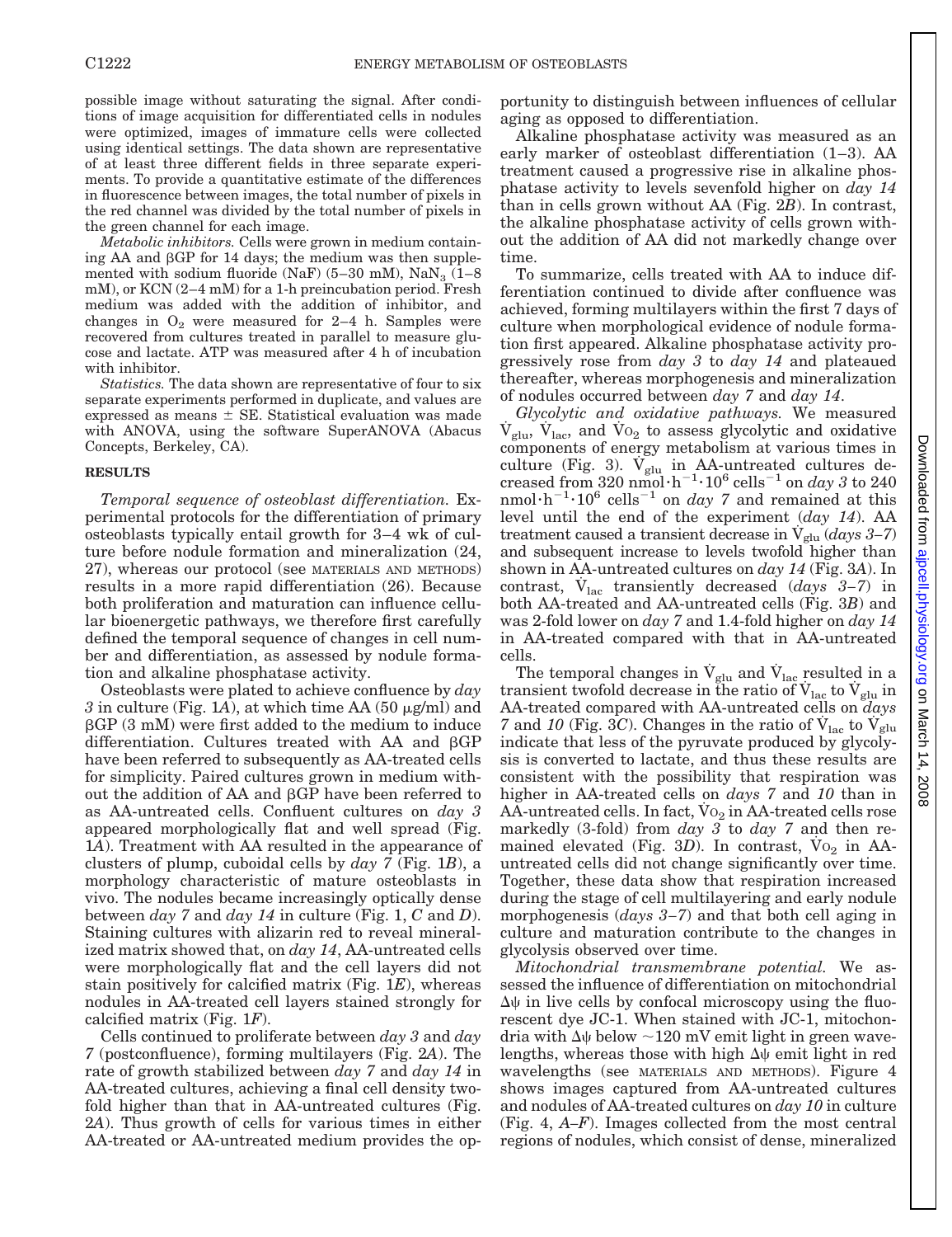possible image without saturating the signal. After conditions of image acquisition for differentiated cells in nodules were optimized, images of immature cells were collected using identical settings. The data shown are representative of at least three different fields in three separate experiments. To provide a quantitative estimate of the differences in fluorescence between images, the total number of pixels in the red channel was divided by the total number of pixels in the green channel for each image.

*Metabolic inhibitors.* Cells were grown in medium containing AA and βGP for 14 days; the medium was then supplemented with sodium fluoride (NaF) (5–30 mM), $NaN_3$ (1–8 mM), or KCN (2–4 mM) for a 1-h preincubation period. Fresh medium was added with the addition of inhibitor, and changes in $O_2$ were measured for 2–4 h. Samples were recovered from cultures treated in parallel to measure glucose and lactate. ATP was measured after 4 h of incubation with inhibitor.

*Statistics.* The data shown are representative of four to six separate experiments performed in duplicate, and values are expressed as means ± SE. Statistical evaluation was made with ANOVA, using the software SuperANOVA (Abacus Concepts, Berkeley, CA).

## RESULTS

*Temporal sequence of osteoblast differentiation.* Experimental protocols for the differentiation of primary osteoblasts typically entail growth for 3–4 wk of culture before nodule formation and mineralization (24, 27), whereas our protocol (see MATERIALS AND METHODS) results in a more rapid differentiation (26). Because both proliferation and maturation can influence cellular bioenergetic pathways, we therefore first carefully defined the temporal sequence of changes in cell number and differentiation, as assessed by nodule formation and alkaline phosphatase activity.

Osteoblasts were plated to achieve confluence by *day 3* in culture (Fig. 1*A*), at which time AA (50 μg/ml) and βGP (3 mM) were first added to the medium to induce differentiation. Cultures treated with AA and βGP have been referred to subsequently as AA-treated cells for simplicity. Paired cultures grown in medium without the addition of AA and βGP have been referred to as AA-untreated cells. Confluent cultures on *day 3* appeared morphologically flat and well spread (Fig. 1*A*). Treatment with AA resulted in the appearance of clusters of plump, cuboidal cells by *day 7* (Fig. 1*B*), a morphology characteristic of mature osteoblasts in vivo. The nodules became increasingly optically dense between *day 7* and *day 14* in culture (Fig. 1, *C* and *D*). Staining cultures with alizarin red to reveal mineralized matrix showed that, on *day 14*, AA-untreated cells were morphologically flat and the cell layers did not stain positively for calcified matrix (Fig. 1*E*), whereas nodules in AA-treated cell layers stained strongly for calcified matrix (Fig. 1*F*).

Cells continued to proliferate between *day 3* and *day 7* (postconfluence), forming multilayers (Fig. 2*A*). The rate of growth stabilized between *day 7* and *day 14* in AA-treated cultures, achieving a final cell density twofold higher than that in AA-untreated cultures (Fig. 2*A*). Thus growth of cells for various times in either AA-treated or AA-untreated medium provides the opportunity to distinguish between influences of cellular aging as opposed to differentiation.

Alkaline phosphatase activity was measured as an early marker of osteoblast differentiation (1–3). AA treatment caused a progressive rise in alkaline phosphatase activity to levels sevenfold higher on *day 14* than in cells grown without AA (Fig. 2*B*). In contrast, the alkaline phosphatase activity of cells grown without the addition of AA did not markedly change over time.

To summarize, cells treated with AA to induce differentiation continued to divide after confluence was achieved, forming multilayers within the first 7 days of culture when morphological evidence of nodule formation first appeared. Alkaline phosphatase activity progressively rose from *day 3* to *day 14* and plateaued thereafter, whereas morphogenesis and mineralization of nodules occurred between *day 7* and *day 14*.

*Glycolytic and oxidative pathways.* We measured $\dot{V}_{glu}$, $\dot{V}_{lac}$, and $\dot{V}O_2$ to assess glycolytic and oxidative components of energy metabolism at various times in culture (Fig. 3). $\dot{V}_{glu}$ in AA-untreated cultures decreased from 320 $nmol \cdot h^{-1} \cdot 10^6$ $cells^{-1}$ on *day 3* to 240 $nmol \cdot h^{-1} \cdot 10^6$ $cells^{-1}$ on *day 7* and remained at this level until the end of the experiment (*day 14*). AA treatment caused a transient decrease in $\dot{V}_{glu}$ (*days 3–7*) and subsequent increase to levels twofold higher than shown in AA-untreated cultures on *day 14* (Fig. 3*A*). In contrast, $\dot{V}_{lac}$ transiently decreased (*days 3–7*) in both AA-treated and AA-untreated cells (Fig. 3*B*) and was 2-fold lower on *day 7* and 1.4-fold higher on *day 14* in AA-treated compared with that in AA-untreated cells.

The temporal changes in $\dot{V}_{glu}$ and $\dot{V}_{lac}$ resulted in a transient twofold decrease in the ratio of $\dot{V}_{lac}$ to $\dot{V}_{glu}$ in AA-treated compared with AA-untreated cells on *days 7* and *10* (Fig. 3*C*). Changes in the ratio of $\dot{V}_{lac}$ to $\dot{V}_{glu}$ indicate that less of the pyruvate produced by glycolysis is converted to lactate, and thus these results are consistent with the possibility that respiration was higher in AA-treated cells on *days 7* and *10* than in AA-untreated cells. In fact, $\dot{V}O_2$ in AA-treated cells rose markedly (3-fold) from *day 3* to *day 7* and then remained elevated (Fig. 3*D*). In contrast, $\dot{V}O_2$ in AA-untreated cells did not change significantly over time. Together, these data show that respiration increased during the stage of cell multilayering and early nodule morphogenesis (*days 3–7*) and that both cell aging in culture and maturation contribute to the changes in glycolysis observed over time.

*Mitochondrial transmembrane potential.* We assessed the influence of differentiation on mitochondrial $\Delta\psi$ in live cells by confocal microscopy using the fluorescent dye JC-1. When stained with JC-1, mitochondria with $\Delta\psi$ below ~120 mV emit light in green wavelengths, whereas those with high $\Delta\psi$ emit light in red wavelengths (see MATERIALS AND METHODS). Figure 4 shows images captured from AA-untreated cultures and nodules of AA-treated cultures on *day 10* in culture (Fig. 4, *A–F*). Images collected from the most central regions of nodules, which consist of dense, mineralized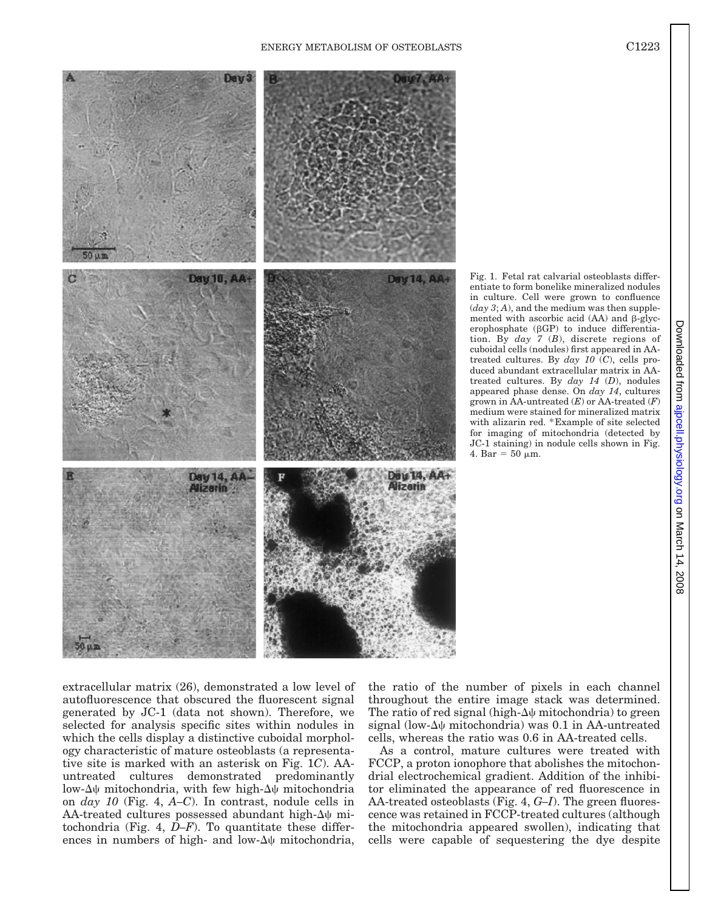Fig. 1. Fetal rat calvarial osteoblasts differentiate to form bonelike mineralized nodules in culture. Cell were grown to confluence (*day 3*; *A*), and the medium was then supplemented with ascorbic acid (AA) and β-glycerophosphate (βGP) to induce differentiation. By *day 7* (*B*), discrete regions of cuboidal cells (nodules) first appeared in AA-treated cultures. By *day 10* (*C*), cells produced abundant extracellular matrix in AA-treated cultures. By *day 14* (*D*), nodules appeared phase dense. On *day 14*, cultures grown in AA-untreated (*E*) or AA-treated (*F*) medium were stained for mineralized matrix with alizarin red. *Example of site selected for imaging of mitochondria (detected by JC-1 staining) in nodule cells shown in Fig. 4. Bar = 50 μm.

extracellular matrix (26), demonstrated a low level of autofluorescence that obscured the fluorescent signal generated by JC-1 (data not shown). Therefore, we selected for analysis specific sites within nodules in which the cells display a distinctive cuboidal morphology characteristic of mature osteoblasts (a representative site is marked with an asterisk on Fig. 1*C*). AA-untreated cultures demonstrated predominantly low-Δψ mitochondria, with few high-Δψ mitochondria on *day 10* (Fig. 4, *A*–*C*). In contrast, nodule cells in AA-treated cultures possessed abundant high-Δψ mitochondria (Fig. 4, *D*–*F*). To quantitate these differences in numbers of high- and low-Δψ mitochondria, the ratio of the number of pixels in each channel throughout the entire image stack was determined. The ratio of red signal (high-Δψ mitochondria) to green signal (low-Δψ mitochondria) was 0.1 in AA-untreated cells, whereas the ratio was 0.6 in AA-treated cells.

As a control, mature cultures were treated with FCCP, a proton ionophore that abolishes the mitochondrial electrochemical gradient. Addition of the inhibitor eliminated the appearance of red fluorescence in AA-treated osteoblasts (Fig. 4, *G*–*I*). The green fluorescence was retained in FCCP-treated cultures (although the mitochondria appeared swollen), indicating that cells were capable of sequestering the dye despite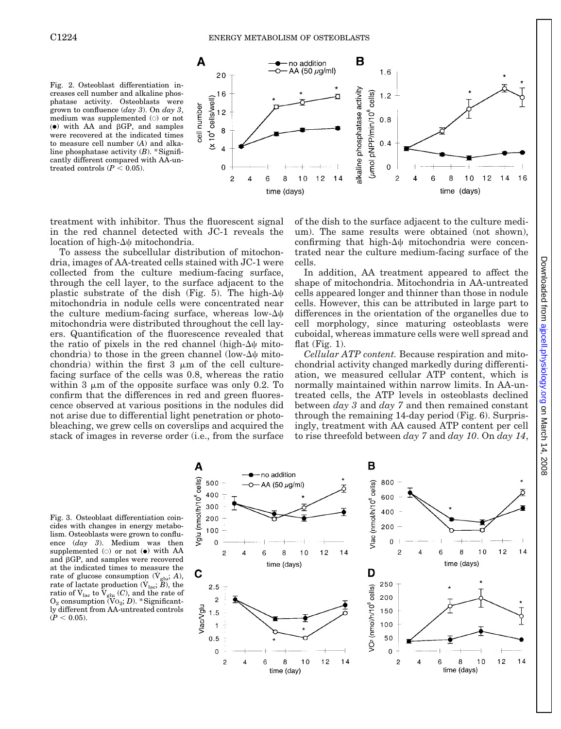Fig. 2. Osteoblast differentiation increases cell number and alkaline phosphatase activity. Osteoblasts were grown to confluence (*day 3*). On *day 3*, medium was supplemented (○) or not (●) with AA and βGP, and samples were recovered at the indicated times to measure cell number (*A*) and alkaline phosphatase activity (*B*). *Significantly different compared with AA-untreated controls ($P < 0.05$).

treatment with inhibitor. Thus the fluorescent signal in the red channel detected with JC-1 reveals the location of high-Δψ mitochondria.

To assess the subcellular distribution of mitochondria, images of AA-treated cells stained with JC-1 were collected from the culture medium-facing surface, through the cell layer, to the surface adjacent to the plastic substrate of the dish (Fig. 5). The high-Δψ mitochondria in nodule cells were concentrated near the culture medium-facing surface, whereas low-Δψ mitochondria were distributed throughout the cell layers. Quantification of the fluorescence revealed that the ratio of pixels in the red channel (high-Δψ mitochondria) to those in the green channel (low-Δψ mitochondria) within the first 3 μm of the cell culture-facing surface of the cells was 0.8, whereas the ratio within 3 μm of the opposite surface was only 0.2. To confirm that the differences in red and green fluorescence observed at various positions in the nodules did not arise due to differential light penetration or photobleaching, we grew cells on coverslips and acquired the stack of images in reverse order (i.e., from the surface of the dish to the surface adjacent to the culture medium). The same results were obtained (not shown), confirming that high-Δψ mitochondria were concentrated near the culture medium-facing surface of the cells.

In addition, AA treatment appeared to affect the shape of mitochondria. Mitochondria in AA-untreated cells appeared longer and thinner than those in nodule cells. However, this can be attributed in large part to differences in the orientation of the organelles due to cell morphology, since maturing osteoblasts were cuboidal, whereas immature cells were well spread and flat (Fig. 1).

*Cellular ATP content.* Because respiration and mitochondrial activity changed markedly during differentiation, we measured cellular ATP content, which is normally maintained within narrow limits. In AA-untreated cells, the ATP levels in osteoblasts declined between *day 3* and *day 7* and then remained constant through the remaining 14-day period (Fig. 6). Surprisingly, treatment with AA caused ATP content per cell to rise threefold between *day 7* and *day 10*. On *day 14*,

Fig. 3. Osteoblast differentiation coincides with changes in energy metabolism. Osteoblasts were grown to confluence (*day 3*). Medium was then supplemented (○) or not (●) with AA and βGP, and samples were recovered at the indicated times to measure the rate of glucose consumption ($\dot{V}_{glu}$; *A*), rate of lactate production ($\dot{V}_{lac}$; *B*), the ratio of $\dot{V}_{lac}$ to $\dot{V}_{glu}$ (*C*), and the rate of $O_2$ consumption ($\dot{V}O_2$; *D*). *Significantly different from AA-untreated controls ($P < 0.05$).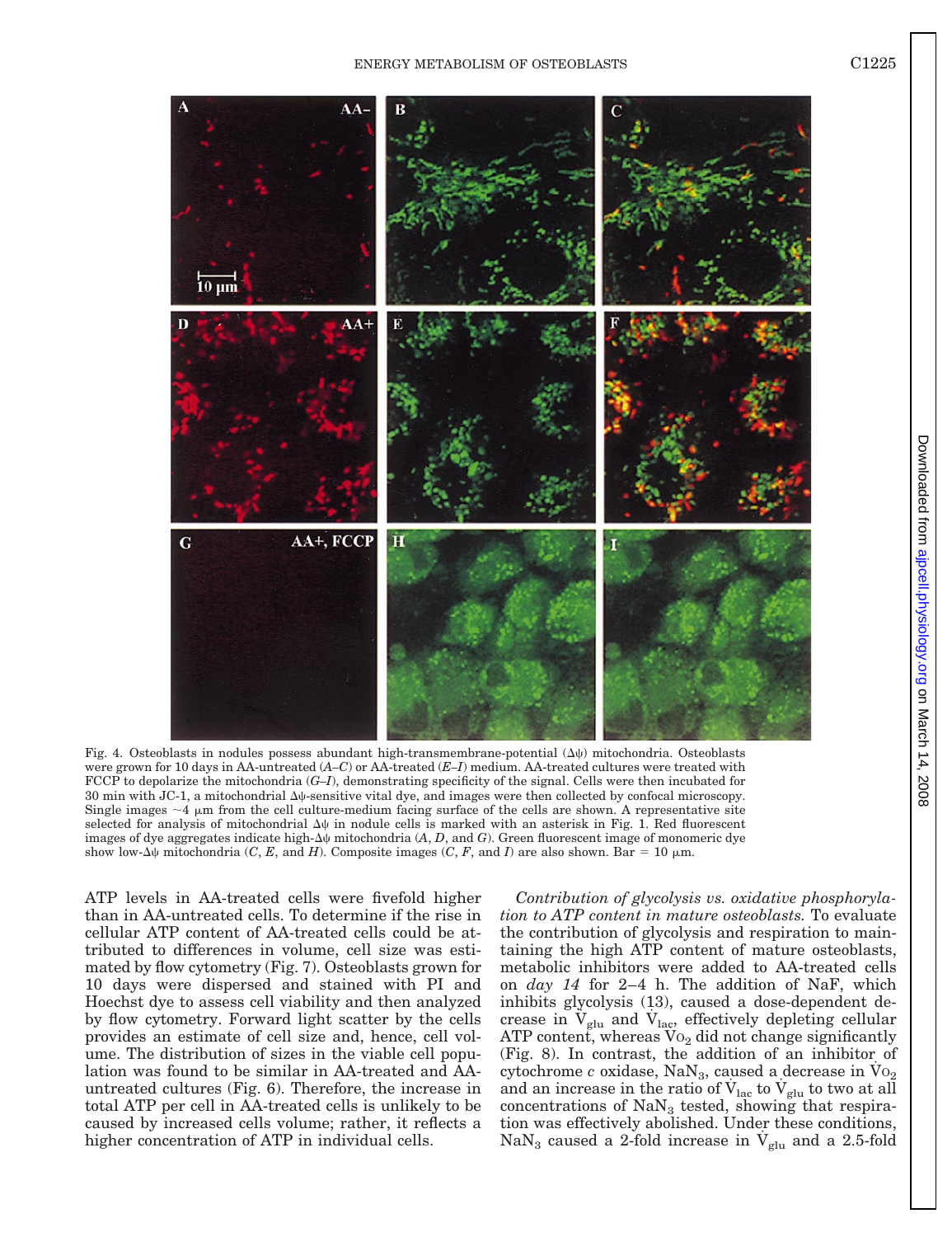Fig. 4. Osteoblasts in nodules possess abundant high-transmembrane-potential (Δψ) mitochondria. Osteoblasts were grown for 10 days in AA-untreated (*A–C*) or AA-treated (*E–I*) medium. AA-treated cultures were treated with FCCP to depolarize the mitochondria (*G–I*), demonstrating specificity of the signal. Cells were then incubated for 30 min with JC-1, a mitochondrial Δψ-sensitive vital dye, and images were then collected by confocal microscopy. Single images ~4 μm from the cell culture-medium facing surface of the cells are shown. A representative site selected for analysis of mitochondrial Δψ in nodule cells is marked with an asterisk in Fig. 1. Red fluorescent images of dye aggregates indicate high-Δψ mitochondria (*A*, *D*, and *G*). Green fluorescent image of monomeric dye show low-Δψ mitochondria (*C*, *E*, and *H*). Composite images (*C*, *F*, and *I*) are also shown. Bar = 10 μm.

ATP levels in AA-treated cells were fivefold higher than in AA-untreated cells. To determine if the rise in cellular ATP content of AA-treated cells could be attributed to differences in volume, cell size was estimated by flow cytometry (Fig. 7). Osteoblasts grown for 10 days were dispersed and stained with PI and Hoechst dye to assess cell viability and then analyzed by flow cytometry. Forward light scatter by the cells provides an estimate of cell size and, hence, cell volume. The distribution of sizes in the viable cell population was found to be similar in AA-treated and AA-untreated cultures (Fig. 6). Therefore, the increase in total ATP per cell in AA-treated cells is unlikely to be caused by increased cells volume; rather, it reflects a higher concentration of ATP in individual cells.

*Contribution of glycolysis vs. oxidative phosphorylation to ATP content in mature osteoblasts.* To evaluate the contribution of glycolysis and respiration to maintaining the high ATP content of mature osteoblasts, metabolic inhibitors were added to AA-treated cells on *day 14* for 2–4 h. The addition of NaF, which inhibits glycolysis (13), caused a dose-dependent decrease in $\dot{V}_{glu}$ and $\dot{V}_{lac}$, effectively depleting cellular ATP content, whereas $\dot{V}O_2$ did not change significantly (Fig. 8). In contrast, the addition of an inhibitor of cytochrome *c* oxidase, $NaN_3$, caused a decrease in $\dot{V}O_2$ and an increase in the ratio of $\dot{V}_{lac}$ to $\dot{V}_{glu}$ to two at all concentrations of $NaN_3$ tested, showing that respiration was effectively abolished. Under these conditions, $NaN_3$ caused a 2-fold increase in $\dot{V}_{glu}$ and a 2.5-fold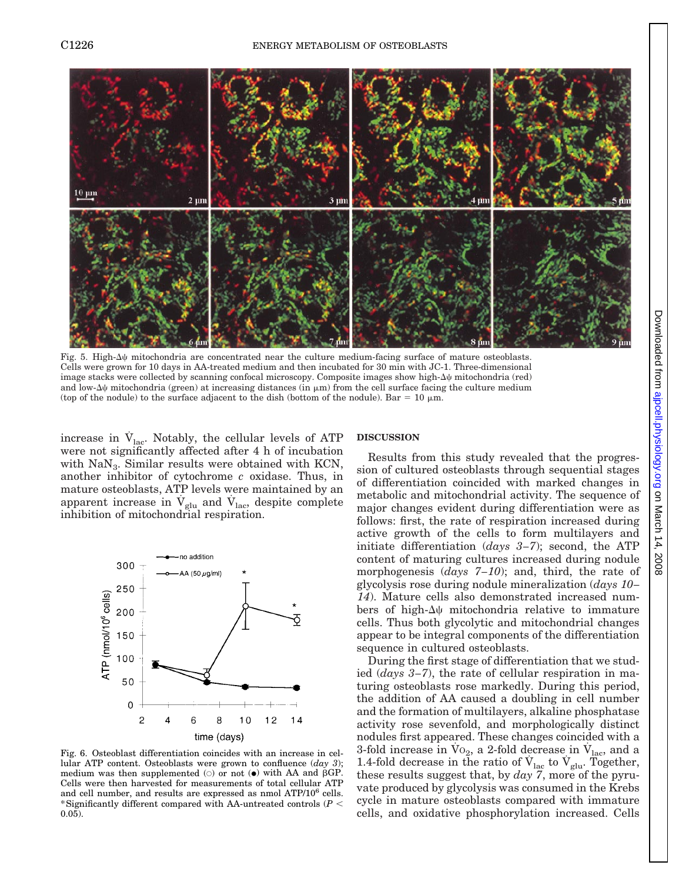Fig. 5. High-$\Delta\psi$ mitochondria are concentrated near the culture medium-facing surface of mature osteoblasts. Cells were grown for 10 days in AA-treated medium and then incubated for 30 min with JC-1. Three-dimensional image stacks were collected by scanning confocal microscopy. Composite images show high-$\Delta\psi$ mitochondria (red) and low-$\Delta\psi$ mitochondria (green) at increasing distances (in µm) from the cell surface facing the culture medium (top of the nodule) to the surface adjacent to the dish (bottom of the nodule). Bar = 10 µm.

increase in $\dot{V}_{lac}$. Notably, the cellular levels of ATP were not significantly affected after 4 h of incubation with $NaN_3$. Similar results were obtained with KCN, another inhibitor of cytochrome *c* oxidase. Thus, in mature osteoblasts, ATP levels were maintained by an apparent increase in $\dot{V}_{glu}$ and $\dot{V}_{lac}$, despite complete inhibition of mitochondrial respiration.

Fig. 6. Osteoblast differentiation coincides with an increase in cellular ATP content. Osteoblasts were grown to confluence (*day 3*); medium was then supplemented (○) or not (●) with AA and βGP. Cells were then harvested for measurements of total cellular ATP and cell number, and results are expressed as nmol ATP/$10^6$ cells. *Significantly different compared with AA-untreated controls ($P < 0.05$).

## DISCUSSION

Results from this study revealed that the progression of cultured osteoblasts through sequential stages of differentiation coincided with marked changes in metabolic and mitochondrial activity. The sequence of major changes evident during differentiation were as follows: first, the rate of respiration increased during active growth of the cells to form multilayers and initiate differentiation (*days 3–7*); second, the ATP content of maturing cultures increased during nodule morphogenesis (*days 7–10*); and, third, the rate of glycolysis rose during nodule mineralization (*days 10–14*). Mature cells also demonstrated increased numbers of high-$\Delta\psi$ mitochondria relative to immature cells. Thus both glycolytic and mitochondrial changes appear to be integral components of the differentiation sequence in cultured osteoblasts.

During the first stage of differentiation that we studied (*days 3–7*), the rate of cellular respiration in maturing osteoblasts rose markedly. During this period, the addition of AA caused a doubling in cell number and the formation of multilayers, alkaline phosphatase activity rose sevenfold, and morphologically distinct nodules first appeared. These changes coincided with a 3-fold increase in $\dot{V}O_2$, a 2-fold decrease in $\dot{V}_{lac}$, and a 1.4-fold decrease in the ratio of $\dot{V}_{lac}$ to $\dot{V}_{glu}$. Together, these results suggest that, by *day 7*, more of the pyruvate produced by glycolysis was consumed in the Krebs cycle in mature osteoblasts compared with immature cells, and oxidative phosphorylation increased. Cells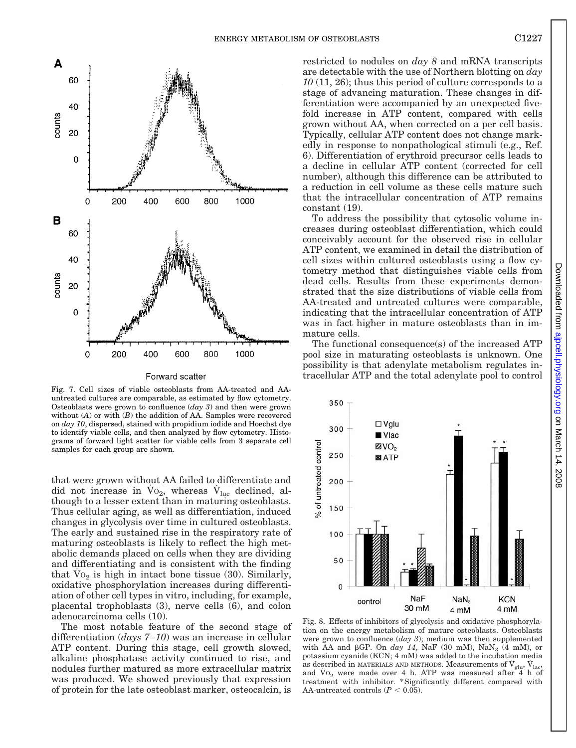Fig. 7. Cell sizes of viable osteoblasts from AA-treated and AA-untreated cultures are comparable, as estimated by flow cytometry. Osteoblasts were grown to confluence (*day 3*) and then were grown without (*A*) or with (*B*) the addition of AA. Samples were recovered on *day 10*, dispersed, stained with propidium iodide and Hoechst dye to identify viable cells, and then analyzed by flow cytometry. Histograms of forward light scatter for viable cells from 3 separate cell samples for each group are shown.

that were grown without AA failed to differentiate and did not increase in $\dot{V}O_2$, whereas $\dot{V}_{lac}$ declined, although to a lesser extent than in maturing osteoblasts. Thus cellular aging, as well as differentiation, induced changes in glycolysis over time in cultured osteoblasts. The early and sustained rise in the respiratory rate of maturing osteoblasts is likely to reflect the high metabolic demands placed on cells when they are dividing and differentiating and is consistent with the finding that $\dot{V}O_2$ is high in intact bone tissue (30). Similarly, oxidative phosphorylation increases during differentiation of other cell types in vitro, including, for example, placental trophoblasts (3), nerve cells (6), and colon adenocarcinoma cells (10).

The most notable feature of the second stage of differentiation (*days 7–10*) was an increase in cellular ATP content. During this stage, cell growth slowed, alkaline phosphatase activity continued to rise, and nodules further matured as more extracellular matrix was produced. We showed previously that expression of protein for the late osteoblast marker, osteocalcin, is restricted to nodules on *day 8* and mRNA transcripts are detectable with the use of Northern blotting on *day 10* (11, 26); thus this period of culture corresponds to a stage of advancing maturation. These changes in differentiation were accompanied by an unexpected fivefold increase in ATP content, compared with cells grown without AA, when corrected on a per cell basis. Typically, cellular ATP content does not change markedly in response to nonpathological stimuli (e.g., Ref. 6). Differentiation of erythroid precursor cells leads to a decline in cellular ATP content (corrected for cell number), although this difference can be attributed to a reduction in cell volume as these cells mature such that the intracellular concentration of ATP remains constant (19).

To address the possibility that cytosolic volume increases during osteoblast differentiation, which could conceivably account for the observed rise in cellular ATP content, we examined in detail the distribution of cell sizes within cultured osteoblasts using a flow cytometry method that distinguishes viable cells from dead cells. Results from these experiments demonstrated that the size distributions of viable cells from AA-treated and untreated cultures were comparable, indicating that the intracellular concentration of ATP was in fact higher in mature osteoblasts than in immature cells.

The functional consequence(s) of the increased ATP pool size in maturating osteoblasts is unknown. One possibility is that adenylate metabolism regulates intracellular ATP and the total adenylate pool to control

Fig. 8. Effects of inhibitors of glycolysis and oxidative phosphorylation on the energy metabolism of mature osteoblasts. Osteoblasts were grown to confluence (*day 3*); medium was then supplemented with AA and βGP. On *day 14*, NaF (30 mM), $NaN_3$ (4 mM), or potassium cyanide (KCN; 4 mM) was added to the incubation media as described in MATERIALS AND METHODS. Measurements of $\dot{V}_{glu}$, $\dot{V}_{lac}$, and $\dot{V}O_2$ were made over 4 h. ATP was measured after 4 h of treatment with inhibitor. *Significantly different compared with AA-untreated controls ($P < 0.05$).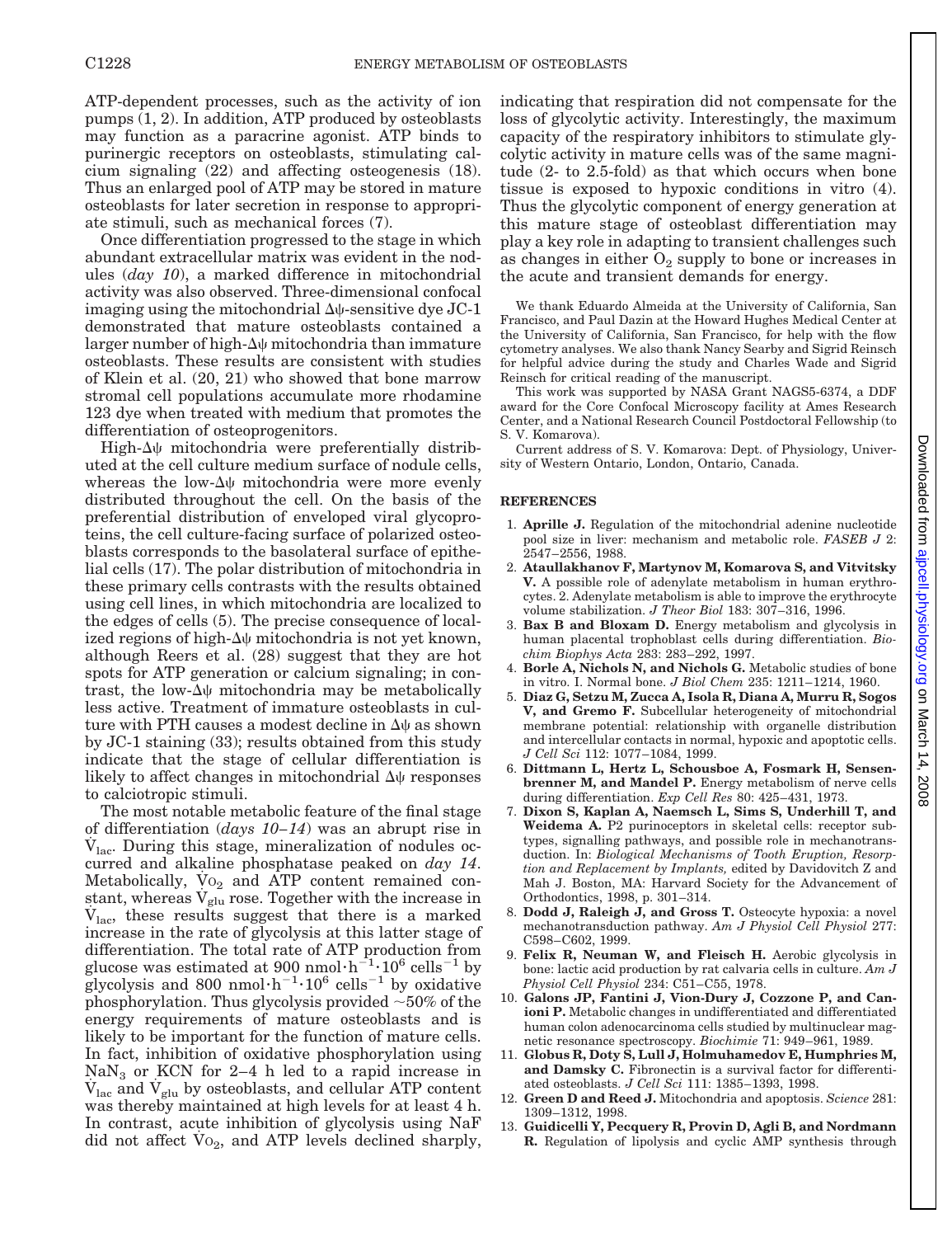ATP-dependent processes, such as the activity of ion pumps (1, 2). In addition, ATP produced by osteoblasts may function as a paracrine agonist. ATP binds to purinergic receptors on osteoblasts, stimulating calcium signaling (22) and affecting osteogenesis (18). Thus an enlarged pool of ATP may be stored in mature osteoblasts for later secretion in response to appropriate stimuli, such as mechanical forces (7).

Once differentiation progressed to the stage in which abundant extracellular matrix was evident in the nodules (*day 10*), a marked difference in mitochondrial activity was also observed. Three-dimensional confocal imaging using the mitochondrial $\Delta\psi$-sensitive dye JC-1 demonstrated that mature osteoblasts contained a larger number of high-$\Delta\psi$ mitochondria than immature osteoblasts. These results are consistent with studies of Klein et al. (20, 21) who showed that bone marrow stromal cell populations accumulate more rhodamine 123 dye when treated with medium that promotes the differentiation of osteoprogenitors.

High-$\Delta\psi$ mitochondria were preferentially distributed at the cell culture medium surface of nodule cells, whereas the low-$\Delta\psi$ mitochondria were more evenly distributed throughout the cell. On the basis of the preferential distribution of enveloped viral glycoproteins, the cell culture-facing surface of polarized osteoblasts corresponds to the basolateral surface of epithelial cells (17). The polar distribution of mitochondria in these primary cells contrasts with the results obtained using cell lines, in which mitochondria are localized to the edges of cells (5). The precise consequence of localized regions of high-$\Delta\psi$ mitochondria is not yet known, although Reers et al. (28) suggest that they are hot spots for ATP generation or calcium signaling; in contrast, the low-$\Delta\psi$ mitochondria may be metabolically less active. Treatment of immature osteoblasts in culture with PTH causes a modest decline in $\Delta\psi$ as shown by JC-1 staining (33); results obtained from this study indicate that the stage of cellular differentiation is likely to affect changes in mitochondrial $\Delta\psi$ responses to calciotropic stimuli.

The most notable metabolic feature of the final stage of differentiation (*days 10–14*) was an abrupt rise in $\dot{V}_{lac}$. During this stage, mineralization of nodules occurred and alkaline phosphatase peaked on *day 14*. Metabolically, $\dot{V}O_2$ and ATP content remained constant, whereas $\dot{V}_{glu}$ rose. Together with the increase in $\dot{V}_{lac}$, these results suggest that there is a marked increase in the rate of glycolysis at this latter stage of differentiation. The total rate of ATP production from glucose was estimated at 900 $nmol \cdot h^{-1} \cdot 10^6$ $cells^{-1}$ by glycolysis and 800 $nmol \cdot h^{-1} \cdot 10^6$ $cells^{-1}$ by oxidative phosphorylation. Thus glycolysis provided ~50% of the energy requirements of mature osteoblasts and is likely to be important for the function of mature cells. In fact, inhibition of oxidative phosphorylation using $NaN_3$ or KCN for 2–4 h led to a rapid increase in $\dot{V}_{lac}$ and $\dot{V}_{glu}$ by osteoblasts, and cellular ATP content was thereby maintained at high levels for at least 4 h. In contrast, acute inhibition of glycolysis using NaF did not affect $\dot{V}O_2$, and ATP levels declined sharply, indicating that respiration did not compensate for the loss of glycolytic activity. Interestingly, the maximum capacity of the respiratory inhibitors to stimulate glycolytic activity in mature cells was of the same magnitude (2- to 2.5-fold) as that which occurs when bone tissue is exposed to hypoxic conditions in vitro (4). Thus the glycolytic component of energy generation at this mature stage of osteoblast differentiation may play a key role in adapting to transient challenges such as changes in either $O_2$ supply to bone or increases in the acute and transient demands for energy.

We thank Eduardo Almeida at the University of California, San Francisco, and Paul Dazin at the Howard Hughes Medical Center at the University of California, San Francisco, for help with the flow cytometry analyses. We also thank Nancy Searby and Sigrid Reinsch for helpful advice during the study and Charles Wade and Sigrid Reinsch for critical reading of the manuscript.

This work was supported by NASA Grant NAGS5-6374, a DDF award for the Core Confocal Microscopy facility at Ames Research Center, and a National Research Council Postdoctoral Fellowship (to S. V. Komarova).

Current address of S. V. Komarova: Dept. of Physiology, University of Western Ontario, London, Ontario, Canada.

## REFERENCES

1. **Aprille J.** Regulation of the mitochondrial adenine nucleotide pool size in liver: mechanism and metabolic role. *FASEB J* 2: 2547–2556, 1988.
2. **Ataullakhanov F, Martynov M, Komarova S, and Vitvitsky V.** A possible role of adenylate metabolism in human erythrocytes. 2. Adenylate metabolism is able to improve the erythrocyte volume stabilization. *J Theor Biol* 183: 307–316, 1996.
3. **Bax B and Bloxam D.** Energy metabolism and glycolysis in human placental trophoblast cells during differentiation. *Biochim Biophys Acta* 283: 283–292, 1997.
4. **Borle A, Nichols N, and Nichols G.** Metabolic studies of bone in vitro. I. Normal bone. *J Biol Chem* 235: 1211–1214, 1960.
5. **Diaz G, Setzu M, Zucca A, Isola R, Diana A, Murru R, Sogos V, and Gremo F.** Subcellular heterogeneity of mitochondrial membrane potential: relationship with organelle distribution and intercellular contacts in normal, hypoxic and apoptotic cells. *J Cell Sci* 112: 1077–1084, 1999.
6. **Dittmann L, Hertz L, Schousboe A, Fosmark H, Sensenbrenner M, and Mandel P.** Energy metabolism of nerve cells during differentiation. *Exp Cell Res* 80: 425–431, 1973.
7. **Dixon S, Kaplan A, Naemsch L, Sims S, Underhill T, and Weidema A.** P2 purinoceptors in skeletal cells: receptor subtypes, signalling pathways, and possible role in mechanotransduction. In: *Biological Mechanisms of Tooth Eruption, Resorption and Replacement by Implants,* edited by Davidovitch Z and Mah J. Boston, MA: Harvard Society for the Advancement of Orthodontics, 1998, p. 301–314.
8. **Dodd J, Raleigh J, and Gross T.** Osteocyte hypoxia: a novel mechanotransduction pathway. *Am J Physiol Cell Physiol* 277: C598–C602, 1999.
9. **Felix R, Neuman W, and Fleisch H.** Aerobic glycolysis in bone: lactic acid production by rat calvaria cells in culture. *Am J Physiol Cell Physiol* 234: C51–C55, 1978.
10. **Galons JP, Fantini J, Vion-Dury J, Cozzone P, and Canioni P.** Metabolic changes in undifferentiated and differentiated human colon adenocarcinoma cells studied by multinuclear magnetic resonance spectroscopy. *Biochimie* 71: 949–961, 1989.
11. **Globus R, Doty S, Lull J, Holmuhamedov E, Humphries M, and Damsky C.** Fibronectin is a survival factor for differentiated osteoblasts. *J Cell Sci* 111: 1385–1393, 1998.
12. **Green D and Reed J.** Mitochondria and apoptosis. *Science* 281: 1309–1312, 1998.
13. **Guidicelli Y, Pecquery R, Provin D, Agli B, and Nordmann R.** Regulation of lipolysis and cyclic AMP synthesis through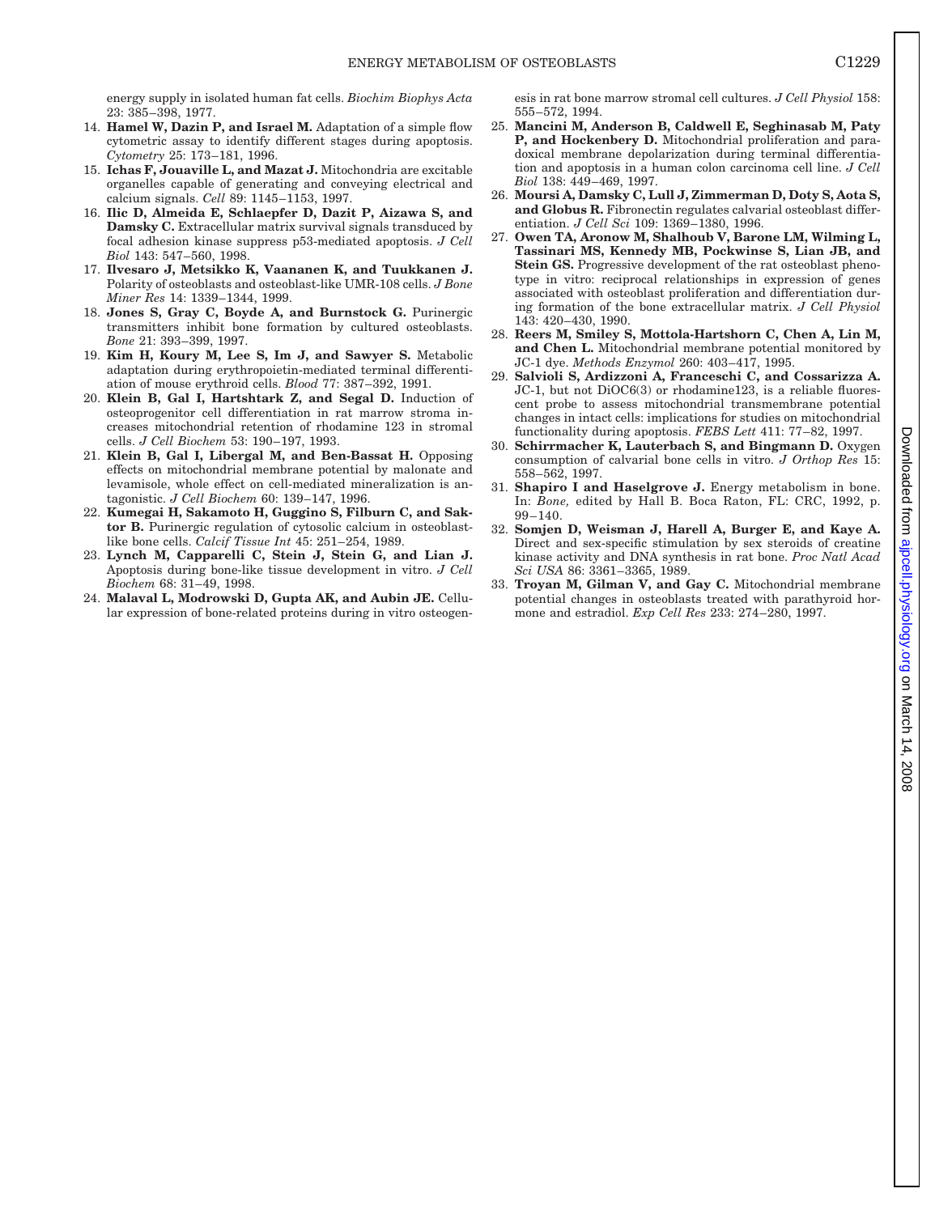energy supply in isolated human fat cells. *Biochim Biophys Acta* 23: 385–398, 1977.

14. **Hamel W, Dazin P, and Israel M.** Adaptation of a simple flow cytometric assay to identify different stages during apoptosis. *Cytometry* 25: 173–181, 1996.
15. **Ichas F, Jouaville L, and Mazat J.** Mitochondria are excitable organelles capable of generating and conveying electrical and calcium signals. *Cell* 89: 1145–1153, 1997.
16. **Ilic D, Almeida E, Schlaepfer D, Dazit P, Aizawa S, and Damsky C.** Extracellular matrix survival signals transduced by focal adhesion kinase suppress p53-mediated apoptosis. *J Cell Biol* 143: 547–560, 1998.
17. **Ilvesaro J, Metsikko K, Vaananen K, and Tuukkanen J.** Polarity of osteoblasts and osteoblast-like UMR-108 cells. *J Bone Miner Res* 14: 1339–1344, 1999.
18. **Jones S, Gray C, Boyde A, and Burnstock G.** Purinergic transmitters inhibit bone formation by cultured osteoblasts. *Bone* 21: 393–399, 1997.
19. **Kim H, Koury M, Lee S, Im J, and Sawyer S.** Metabolic adaptation during erythropoietin-mediated terminal differentiation of mouse erythroid cells. *Blood* 77: 387–392, 1991.
20. **Klein B, Gal I, Hartshtark Z, and Segal D.** Induction of osteoprogenitor cell differentiation in rat marrow stroma increases mitochondrial retention of rhodamine 123 in stromal cells. *J Cell Biochem* 53: 190–197, 1993.
21. **Klein B, Gal I, Libergal M, and Ben-Bassat H.** Opposing effects on mitochondrial membrane potential by malonate and levamisole, whole effect on cell-mediated mineralization is antagonistic. *J Cell Biochem* 60: 139–147, 1996.
22. **Kumegai H, Sakamoto H, Guggino S, Filburn C, and Saktor B.** Purinergic regulation of cytosolic calcium in osteoblast-like bone cells. *Calcif Tissue Int* 45: 251–254, 1989.
23. **Lynch M, Capparelli C, Stein J, Stein G, and Lian J.** Apoptosis during bone-like tissue development in vitro. *J Cell Biochem* 68: 31–49, 1998.
24. **Malaval L, Modrowski D, Gupta AK, and Aubin JE.** Cellular expression of bone-related proteins during in vitro osteogenesis in rat bone marrow stromal cell cultures. *J Cell Physiol* 158: 555–572, 1994.
25. **Mancini M, Anderson B, Caldwell E, Seghinasab M, Paty P, and Hockenbery D.** Mitochondrial proliferation and paradoxical membrane depolarization during terminal differentiation and apoptosis in a human colon carcinoma cell line. *J Cell Biol* 138: 449–469, 1997.
26. **Moursi A, Damsky C, Lull J, Zimmerman D, Doty S, Aota S, and Globus R.** Fibronectin regulates calvarial osteoblast differentiation. *J Cell Sci* 109: 1369–1380, 1996.
27. **Owen TA, Aronow M, Shalhoub V, Barone LM, Wilming L, Tassinari MS, Kennedy MB, Pockwinse S, Lian JB, and Stein GS.** Progressive development of the rat osteoblast phenotype in vitro: reciprocal relationships in expression of genes associated with osteoblast proliferation and differentiation during formation of the bone extracellular matrix. *J Cell Physiol* 143: 420–430, 1990.
28. **Reers M, Smiley S, Mottola-Hartshorn C, Chen A, Lin M, and Chen L.** Mitochondrial membrane potential monitored by JC-1 dye. *Methods Enzymol* 260: 403–417, 1995.
29. **Salvioli S, Ardizzoni A, Franceschi C, and Cossarizza A.** JC-1, but not DiOC6(3) or rhodamine123, is a reliable fluorescent probe to assess mitochondrial transmembrane potential changes in intact cells: implications for studies on mitochondrial functionality during apoptosis. *FEBS Lett* 411: 77–82, 1997.
30. **Schirrmacher K, Lauterbach S, and Bingmann D.** Oxygen consumption of calvarial bone cells in vitro. *J Orthop Res* 15: 558–562, 1997.
31. **Shapiro I and Haselgrove J.** Energy metabolism in bone. In: *Bone,* edited by Hall B. Boca Raton, FL: CRC, 1992, p. 99–140.
32. **Somjen D, Weisman J, Harell A, Burger E, and Kaye A.** Direct and sex-specific stimulation by sex steroids of creatine kinase activity and DNA synthesis in rat bone. *Proc Natl Acad Sci USA* 86: 3361–3365, 1989.
33. **Troyan M, Gilman V, and Gay C.** Mitochondrial membrane potential changes in osteoblasts treated with parathyroid hormone and estradiol. *Exp Cell Res* 233: 274–280, 1997.